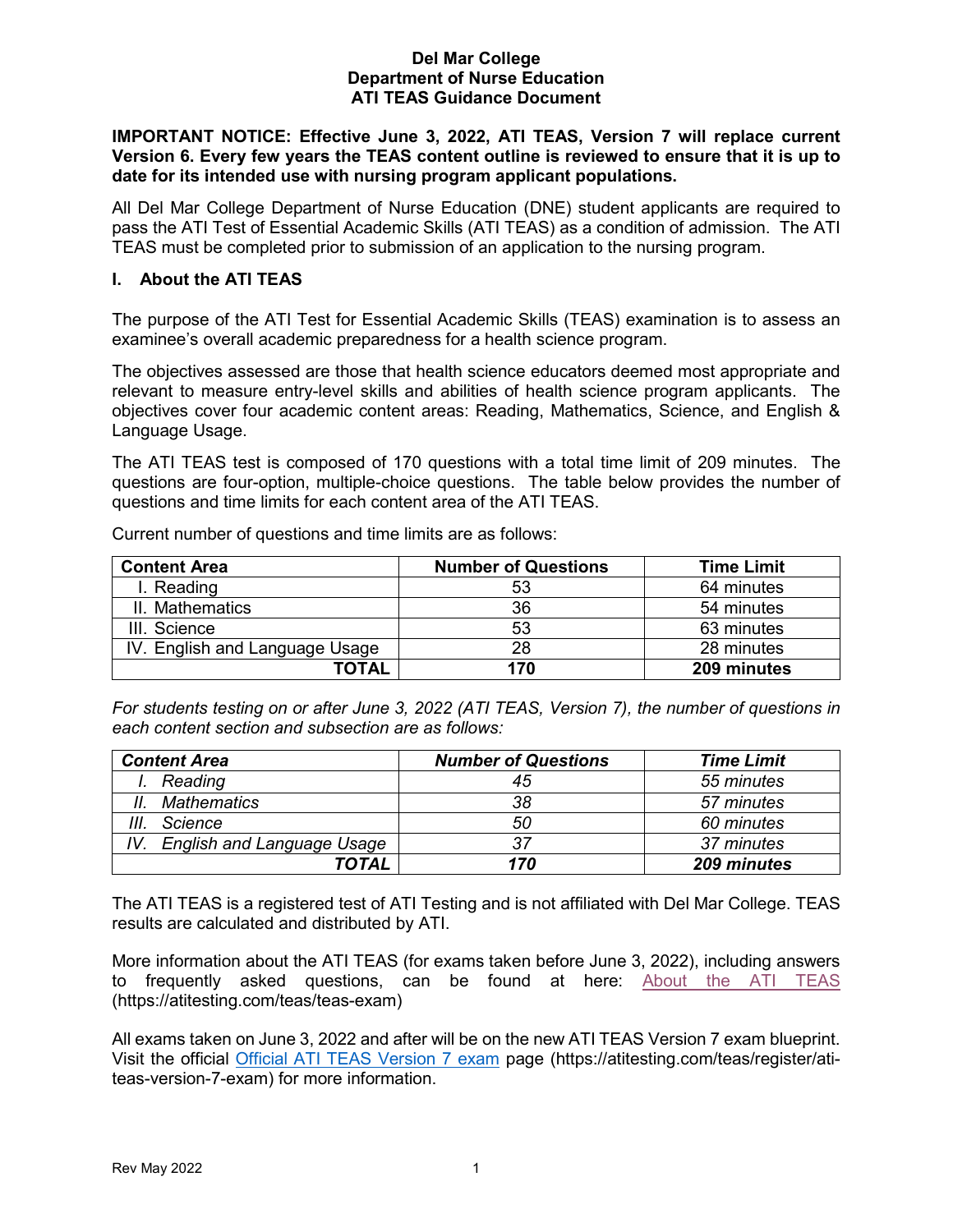# Del Mar College
## Department of Nurse Education
## ATI TEAS Guidance Document

**IMPORTANT NOTICE: Effective June 3, 2022, ATI TEAS, Version 7 will replace current Version 6. Every few years the TEAS content outline is reviewed to ensure that it is up to date for its intended use with nursing program applicant populations.**

All Del Mar College Department of Nurse Education (DNE) student applicants are required to pass the ATI Test of Essential Academic Skills (ATI TEAS) as a condition of admission. The ATI TEAS must be completed prior to submission of an application to the nursing program.

## I. About the ATI TEAS

The purpose of the ATI Test for Essential Academic Skills (TEAS) examination is to assess an examinee's overall academic preparedness for a health science program.

The objectives assessed are those that health science educators deemed most appropriate and relevant to measure entry-level skills and abilities of health science program applicants. The objectives cover four academic content areas: Reading, Mathematics, Science, and English & Language Usage.

The ATI TEAS test is composed of 170 questions with a total time limit of 209 minutes. The questions are four-option, multiple-choice questions. The table below provides the number of questions and time limits for each content area of the ATI TEAS.

Current number of questions and time limits are as follows:

| Content Area | Number of Questions | Time Limit |
|---|---|---|
| I. Reading | 53 | 64 minutes |
| II. Mathematics | 36 | 54 minutes |
| III. Science | 53 | 63 minutes |
| IV. English and Language Usage | 28 | 28 minutes |
| **TOTAL** | **170** | **209 minutes** |

*For students testing on or after June 3, 2022 (ATI TEAS, Version 7), the number of questions in each content section and subsection are as follows:*

| *Content Area* | *Number of Questions* | *Time Limit* |
|---|---|---|
| *I. Reading* | *45* | *55 minutes* |
| *II. Mathematics* | *38* | *57 minutes* |
| *III. Science* | *50* | *60 minutes* |
| *IV. English and Language Usage* | *37* | *37 minutes* |
| ***TOTAL*** | ***170*** | ***209 minutes*** |

The ATI TEAS is a registered test of ATI Testing and is not affiliated with Del Mar College. TEAS results are calculated and distributed by ATI.

More information about the ATI TEAS (for exams taken before June 3, 2022), including answers to frequently asked questions, can be found at here: About the ATI TEAS (https://atitesting.com/teas/teas-exam)

All exams taken on June 3, 2022 and after will be on the new ATI TEAS Version 7 exam blueprint. Visit the official Official ATI TEAS Version 7 exam page (https://atitesting.com/teas/register/ati-teas-version-7-exam) for more information.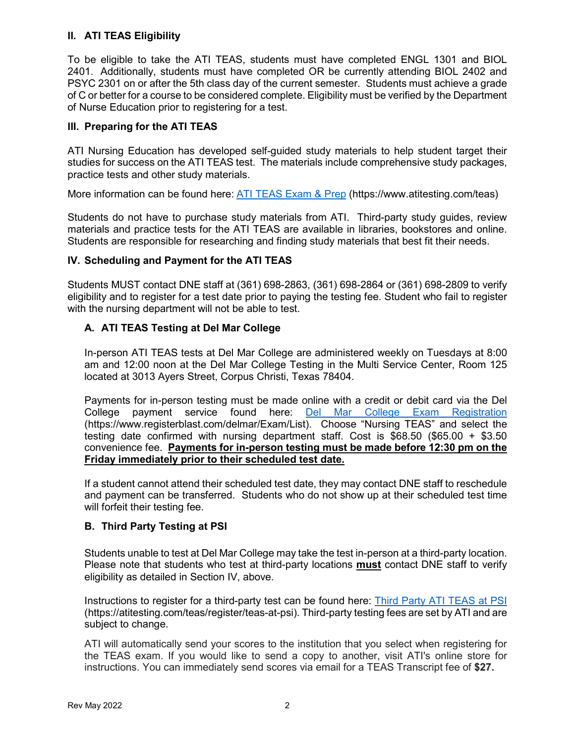## II. ATI TEAS Eligibility

To be eligible to take the ATI TEAS, students must have completed ENGL 1301 and BIOL 2401. Additionally, students must have completed OR be currently attending BIOL 2402 and PSYC 2301 on or after the 5th class day of the current semester. Students must achieve a grade of C or better for a course to be considered complete. Eligibility must be verified by the Department of Nurse Education prior to registering for a test.

## III. Preparing for the ATI TEAS

ATI Nursing Education has developed self-guided study materials to help student target their studies for success on the ATI TEAS test. The materials include comprehensive study packages, practice tests and other study materials.

More information can be found here: [ATI TEAS Exam & Prep](https://www.atitesting.com/teas) (https://www.atitesting.com/teas)

Students do not have to purchase study materials from ATI. Third-party study guides, review materials and practice tests for the ATI TEAS are available in libraries, bookstores and online. Students are responsible for researching and finding study materials that best fit their needs.

## IV. Scheduling and Payment for the ATI TEAS

Students MUST contact DNE staff at (361) 698-2863, (361) 698-2864 or (361) 698-2809 to verify eligibility and to register for a test date prior to paying the testing fee. Student who fail to register with the nursing department will not be able to test.

### A. ATI TEAS Testing at Del Mar College

In-person ATI TEAS tests at Del Mar College are administered weekly on Tuesdays at 8:00 am and 12:00 noon at the Del Mar College Testing in the Multi Service Center, Room 125 located at 3013 Ayers Street, Corpus Christi, Texas 78404.

Payments for in-person testing must be made online with a credit or debit card via the Del College payment service found here: [Del Mar College Exam Registration](https://www.registerblast.com/delmar/Exam/List) (https://www.registerblast.com/delmar/Exam/List). Choose "Nursing TEAS" and select the testing date confirmed with nursing department staff. Cost is $68.50 ($65.00 + $3.50 convenience fee. **Payments for in-person testing must be made before 12:30 pm on the Friday immediately prior to their scheduled test date.**

If a student cannot attend their scheduled test date, they may contact DNE staff to reschedule and payment can be transferred. Students who do not show up at their scheduled test time will forfeit their testing fee.

### B. Third Party Testing at PSI

Students unable to test at Del Mar College may take the test in-person at a third-party location. Please note that students who test at third-party locations **must** contact DNE staff to verify eligibility as detailed in Section IV, above.

Instructions to register for a third-party test can be found here: [Third Party ATI TEAS at PSI](https://atitesting.com/teas/register/teas-at-psi) (https://atitesting.com/teas/register/teas-at-psi). Third-party testing fees are set by ATI and are subject to change.

ATI will automatically send your scores to the institution that you select when registering for the TEAS exam. If you would like to send a copy to another, visit ATI's online store for instructions. You can immediately send scores via email for a TEAS Transcript fee of **$27.**

Rev May 2022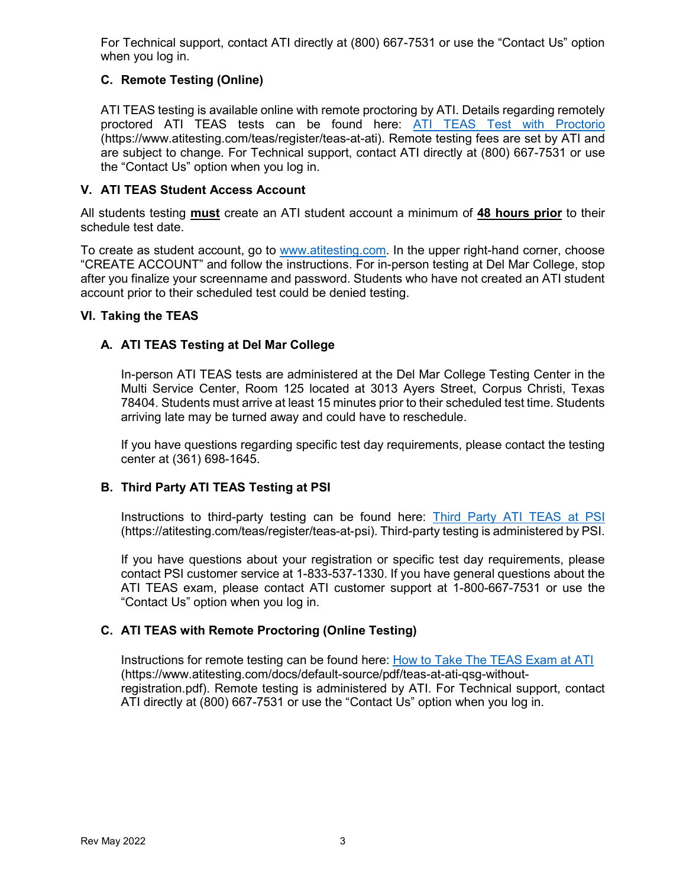For Technical support, contact ATI directly at (800) 667-7531 or use the "Contact Us" option when you log in.

### C. Remote Testing (Online)

ATI TEAS testing is available online with remote proctoring by ATI. Details regarding remotely proctored ATI TEAS tests can be found here: [ATI TEAS Test with Proctorio](https://www.atitesting.com/teas/register/teas-at-ati) (https://www.atitesting.com/teas/register/teas-at-ati). Remote testing fees are set by ATI and are subject to change. For Technical support, contact ATI directly at (800) 667-7531 or use the "Contact Us" option when you log in.

## V. ATI TEAS Student Access Account

All students testing **must** create an ATI student account a minimum of **48 hours prior** to their schedule test date.

To create as student account, go to [www.atitesting.com](http://www.atitesting.com). In the upper right-hand corner, choose "CREATE ACCOUNT" and follow the instructions. For in-person testing at Del Mar College, stop after you finalize your screenname and password. Students who have not created an ATI student account prior to their scheduled test could be denied testing.

## VI. Taking the TEAS

### A. ATI TEAS Testing at Del Mar College

In-person ATI TEAS tests are administered at the Del Mar College Testing Center in the Multi Service Center, Room 125 located at 3013 Ayers Street, Corpus Christi, Texas 78404. Students must arrive at least 15 minutes prior to their scheduled test time. Students arriving late may be turned away and could have to reschedule.

If you have questions regarding specific test day requirements, please contact the testing center at (361) 698-1645.

### B. Third Party ATI TEAS Testing at PSI

Instructions to third-party testing can be found here: [Third Party ATI TEAS at PSI](https://atitesting.com/teas/register/teas-at-psi) (https://atitesting.com/teas/register/teas-at-psi). Third-party testing is administered by PSI.

If you have questions about your registration or specific test day requirements, please contact PSI customer service at 1-833-537-1330. If you have general questions about the ATI TEAS exam, please contact ATI customer support at 1-800-667-7531 or use the "Contact Us" option when you log in.

### C. ATI TEAS with Remote Proctoring (Online Testing)

Instructions for remote testing can be found here: [How to Take The TEAS Exam at ATI](https://www.atitesting.com/docs/default-source/pdf/teas-at-ati-qsg-without-registration.pdf) (https://www.atitesting.com/docs/default-source/pdf/teas-at-ati-qsg-without-registration.pdf). Remote testing is administered by ATI. For Technical support, contact ATI directly at (800) 667-7531 or use the "Contact Us" option when you log in.

Rev May 2022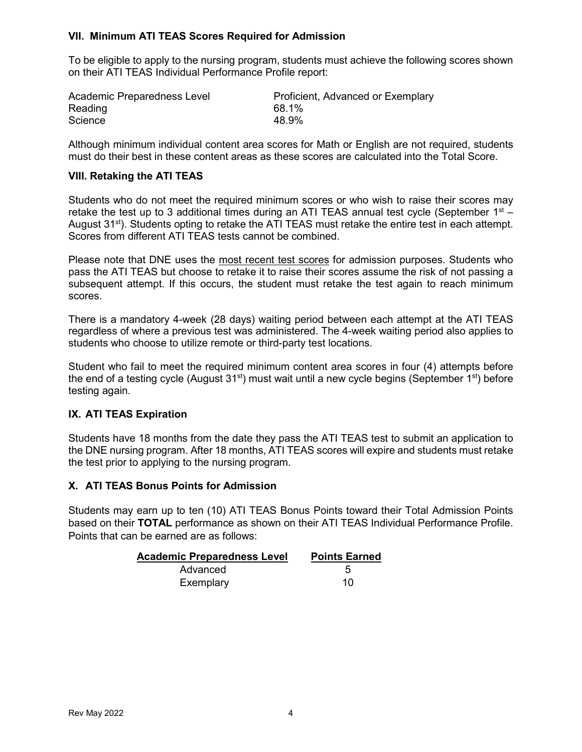## VII. Minimum ATI TEAS Scores Required for Admission

To be eligible to apply to the nursing program, students must achieve the following scores shown on their ATI TEAS Individual Performance Profile report:

| | |
|---|---|
| Academic Preparedness Level | Proficient, Advanced or Exemplary |
| Reading | 68.1% |
| Science | 48.9% |

Although minimum individual content area scores for Math or English are not required, students must do their best in these content areas as these scores are calculated into the Total Score.

## VIII. Retaking the ATI TEAS

Students who do not meet the required minimum scores or who wish to raise their scores may retake the test up to 3 additional times during an ATI TEAS annual test cycle (September 1st – August 31st). Students opting to retake the ATI TEAS must retake the entire test in each attempt. Scores from different ATI TEAS tests cannot be combined.

Please note that DNE uses the most recent test scores for admission purposes. Students who pass the ATI TEAS but choose to retake it to raise their scores assume the risk of not passing a subsequent attempt. If this occurs, the student must retake the test again to reach minimum scores.

There is a mandatory 4-week (28 days) waiting period between each attempt at the ATI TEAS regardless of where a previous test was administered. The 4-week waiting period also applies to students who choose to utilize remote or third-party test locations.

Student who fail to meet the required minimum content area scores in four (4) attempts before the end of a testing cycle (August 31st) must wait until a new cycle begins (September 1st) before testing again.

## IX. ATI TEAS Expiration

Students have 18 months from the date they pass the ATI TEAS test to submit an application to the DNE nursing program. After 18 months, ATI TEAS scores will expire and students must retake the test prior to applying to the nursing program.

## X. ATI TEAS Bonus Points for Admission

Students may earn up to ten (10) ATI TEAS Bonus Points toward their Total Admission Points based on their **TOTAL** performance as shown on their ATI TEAS Individual Performance Profile. Points that can be earned are as follows:

| Academic Preparedness Level | Points Earned |
|---|---|
| Advanced | 5 |
| Exemplary | 10 |

Rev May 2022